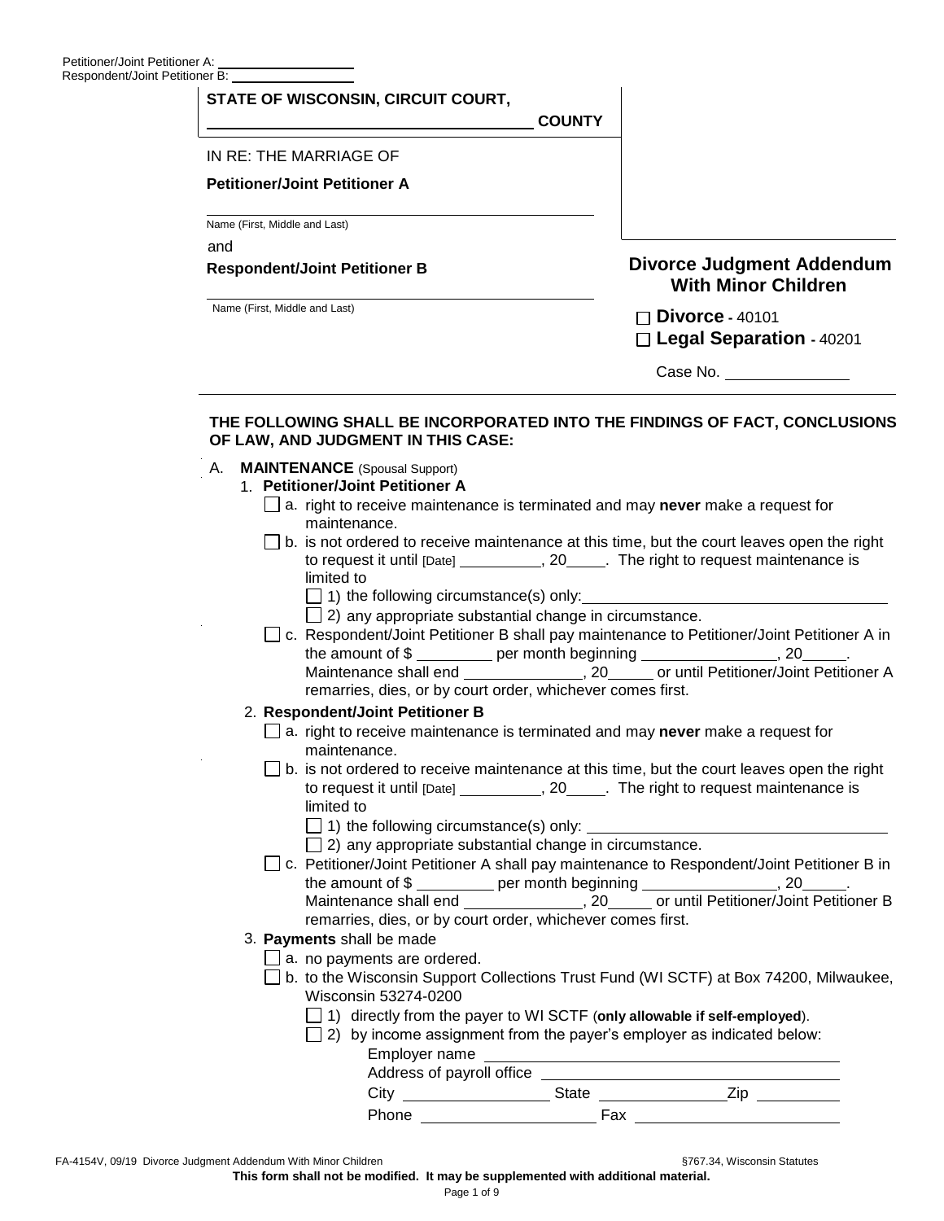Petitioner/Joint Petitioner A: \_\_\_\_\_\_\_\_\_\_\_\_\_\_\_\_
Respondent/Joint Petitioner B: \_\_\_\_\_\_\_\_\_\_\_\_\_\_\_\_

**STATE OF WISCONSIN, CIRCUIT COURT,**
\_\_\_\_\_\_\_\_\_\_\_\_\_\_\_\_\_\_\_\_\_\_\_\_\_\_\_\_\_\_\_\_ **COUNTY**

IN RE: THE MARRIAGE OF

**Petitioner/Joint Petitioner A**

\_\_\_\_\_\_\_\_\_\_\_\_\_\_\_\_\_\_\_\_\_\_\_\_\_\_\_\_\_\_\_\_
Name (First, Middle and Last)

and

**Respondent/Joint Petitioner B**

\_\_\_\_\_\_\_\_\_\_\_\_\_\_\_\_\_\_\_\_\_\_\_\_\_\_\_\_\_\_\_\_
Name (First, Middle and Last)

## Divorce Judgment Addendum With Minor Children

☐ **Divorce** - 40101
☐ **Legal Separation** - 40201

Case No. \_\_\_\_\_\_\_\_\_\_\_\_\_\_

**THE FOLLOWING SHALL BE INCORPORATED INTO THE FINDINGS OF FACT, CONCLUSIONS OF LAW, AND JUDGMENT IN THIS CASE:**

A. **MAINTENANCE** (Spousal Support)

1. **Petitioner/Joint Petitioner A**
   - ☐ a. right to receive maintenance is terminated and may **never** make a request for maintenance.
   - ☐ b. is not ordered to receive maintenance at this time, but the court leaves open the right to request it until [Date] \_\_\_\_\_\_\_\_\_\_, 20\_\_\_\_. The right to request maintenance is limited to
     - ☐ 1) the following circumstance(s) only: \_\_\_\_\_\_\_\_\_\_\_\_\_\_\_\_\_\_\_\_\_\_\_\_\_\_\_\_\_\_
     - ☐ 2) any appropriate substantial change in circumstance.
   - ☐ c. Respondent/Joint Petitioner B shall pay maintenance to Petitioner/Joint Petitioner A in the amount of $ \_\_\_\_\_\_\_\_\_ per month beginning \_\_\_\_\_\_\_\_\_\_\_\_\_\_\_, 20\_\_\_\_\_. Maintenance shall end \_\_\_\_\_\_\_\_\_\_\_\_\_\_, 20\_\_\_\_\_ or until Petitioner/Joint Petitioner A remarries, dies, or by court order, whichever comes first.

2. **Respondent/Joint Petitioner B**
   - ☐ a. right to receive maintenance is terminated and may **never** make a request for maintenance.
   - ☐ b. is not ordered to receive maintenance at this time, but the court leaves open the right to request it until [Date] \_\_\_\_\_\_\_\_\_\_, 20\_\_\_\_. The right to request maintenance is limited to
     - ☐ 1) the following circumstance(s) only: \_\_\_\_\_\_\_\_\_\_\_\_\_\_\_\_\_\_\_\_\_\_\_\_\_\_\_\_\_\_
     - ☐ 2) any appropriate substantial change in circumstance.
   - ☐ c. Petitioner/Joint Petitioner A shall pay maintenance to Respondent/Joint Petitioner B in the amount of $ \_\_\_\_\_\_\_\_\_ per month beginning \_\_\_\_\_\_\_\_\_\_\_\_\_\_\_, 20\_\_\_\_\_. Maintenance shall end \_\_\_\_\_\_\_\_\_\_\_\_\_\_, 20\_\_\_\_\_ or until Petitioner/Joint Petitioner B remarries, dies, or by court order, whichever comes first.

3. **Payments** shall be made
   - ☐ a. no payments are ordered.
   - ☐ b. to the Wisconsin Support Collections Trust Fund (WI SCTF) at Box 74200, Milwaukee, Wisconsin 53274-0200
     - ☐ 1) directly from the payer to WI SCTF (**only allowable if self-employed**).
     - ☐ 2) by income assignment from the payer's employer as indicated below:
       - Employer name \_\_\_\_\_\_\_\_\_\_\_\_\_\_\_\_\_\_\_\_\_\_\_\_\_\_\_\_\_\_
       - Address of payroll office \_\_\_\_\_\_\_\_\_\_\_\_\_\_\_\_\_\_\_\_\_\_\_\_\_\_\_\_\_\_
       - City \_\_\_\_\_\_\_\_\_\_\_\_\_\_\_\_ State \_\_\_\_\_\_\_\_\_\_\_\_\_\_ Zip \_\_\_\_\_\_\_\_\_
       - Phone \_\_\_\_\_\_\_\_\_\_\_\_\_\_\_\_\_\_\_ Fax \_\_\_\_\_\_\_\_\_\_\_\_\_\_\_\_\_\_\_\_\_\_

FA-4154V, 09/19 Divorce Judgment Addendum With Minor Children §767.34, Wisconsin Statutes

**This form shall not be modified. It may be supplemented with additional material.**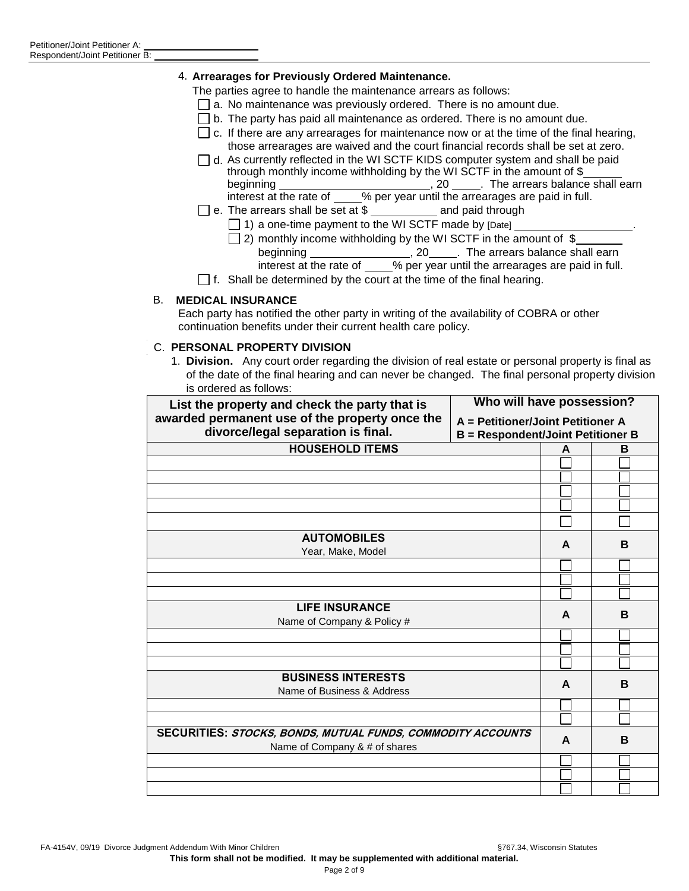Petitioner/Joint Petitioner A: ____________________
Respondent/Joint Petitioner B: ____________________

4. **Arrearages for Previously Ordered Maintenance.**

The parties agree to handle the maintenance arrears as follows:

- ☐ a. No maintenance was previously ordered. There is no amount due.
- ☐ b. The party has paid all maintenance as ordered. There is no amount due.
- ☐ c. If there are any arrearages for maintenance now or at the time of the final hearing, those arrearages are waived and the court financial records shall be set at zero.
- ☐ d. As currently reflected in the WI SCTF KIDS computer system and shall be paid through monthly income withholding by the WI SCTF in the amount of $______ beginning ________________________, 20 ____. The arrears balance shall earn interest at the rate of ____% per year until the arrearages are paid in full.
- ☐ e. The arrears shall be set at $ __________ and paid through
  - ☐ 1) a one-time payment to the WI SCTF made by [Date] __________________.
  - ☐ 2) monthly income withholding by the WI SCTF in the amount of $________ beginning ________________, 20____. The arrears balance shall earn interest at the rate of ____% per year until the arrearages are paid in full.
- ☐ f. Shall be determined by the court at the time of the final hearing.

B. **MEDICAL INSURANCE**

Each party has notified the other party in writing of the availability of COBRA or other continuation benefits under their current health care policy.

C. **PERSONAL PROPERTY DIVISION**

1. **Division.** Any court order regarding the division of real estate or personal property is final as of the date of the final hearing and can never be changed. The final personal property division is ordered as follows:

| List the property and check the party that is awarded permanent use of the property once the divorce/legal separation is final. | Who will have possession? A = Petitioner/Joint Petitioner A B = Respondent/Joint Petitioner B | |
|---|---|---|
| **HOUSEHOLD ITEMS** | **A** | **B** |
| | ☐ | ☐ |
| | ☐ | ☐ |
| | ☐ | ☐ |
| | ☐ | ☐ |
| | ☐ | ☐ |
| **AUTOMOBILES** Year, Make, Model | **A** | **B** |
| | ☐ | ☐ |
| | ☐ | ☐ |
| | ☐ | ☐ |
| **LIFE INSURANCE** Name of Company & Policy # | **A** | **B** |
| | ☐ | ☐ |
| | ☐ | ☐ |
| | ☐ | ☐ |
| **BUSINESS INTERESTS** Name of Business & Address | **A** | **B** |
| | ☐ | ☐ |
| | ☐ | ☐ |
| **SECURITIES:** ***STOCKS, BONDS, MUTUAL FUNDS, COMMODITY ACCOUNTS*** Name of Company & # of shares | **A** | **B** |
| | ☐ | ☐ |
| | ☐ | ☐ |
| | ☐ | ☐ |

FA-4154V, 09/19 Divorce Judgment Addendum With Minor Children §767.34, Wisconsin Statutes

**This form shall not be modified. It may be supplemented with additional material.**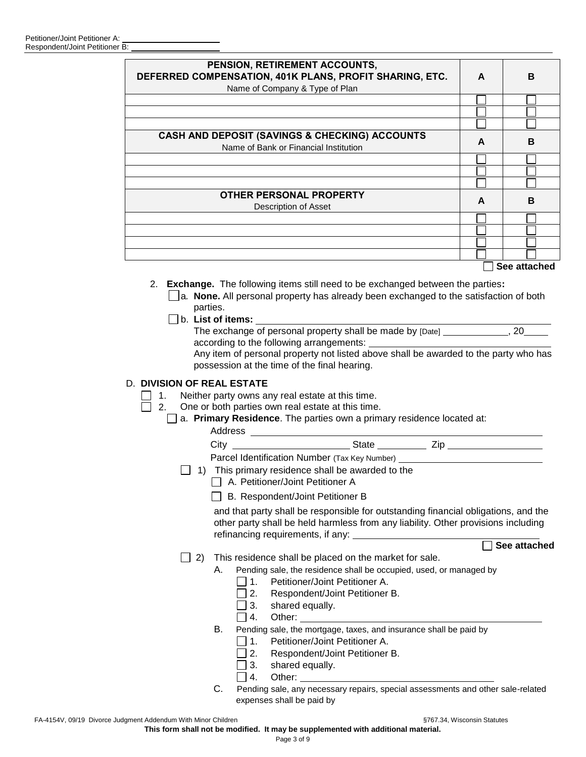Petitioner/Joint Petitioner A: ____________________
Respondent/Joint Petitioner B: ____________________

| PENSION, RETIREMENT ACCOUNTS, DEFERRED COMPENSATION, 401K PLANS, PROFIT SHARING, ETC. Name of Company & Type of Plan | A | B |
|---|---|---|
| | ☐ | ☐ |
| | ☐ | ☐ |
| | ☐ | ☐ |
| **CASH AND DEPOSIT (SAVINGS & CHECKING) ACCOUNTS** Name of Bank or Financial Institution | **A** | **B** |
| | ☐ | ☐ |
| | ☐ | ☐ |
| | ☐ | ☐ |
| **OTHER PERSONAL PROPERTY** Description of Asset | **A** | **B** |
| | ☐ | ☐ |
| | ☐ | ☐ |
| | ☐ | ☐ |
| | ☐ | ☐ |

☐ **See attached**

2. **Exchange.** The following items still need to be exchanged between the parties**:**
   - ☐ a. **None.** All personal property has already been exchanged to the satisfaction of both parties.
   - ☐ b. **List of items:** ____________________
     The exchange of personal property shall be made by [Date] ____________, 20____ according to the following arrangements: ____________________
     Any item of personal property not listed above shall be awarded to the party who has possession at the time of the final hearing.

D. **DIVISION OF REAL ESTATE**

☐ 1. Neither party owns any real estate at this time.

☐ 2. One or both parties own real estate at this time.

☐ a. **Primary Residence**. The parties own a primary residence located at:

Address ____________________

City ____________________ State __________ Zip ____________________

Parcel Identification Number (Tax Key Number) ____________________

☐ 1) This primary residence shall be awarded to the
- ☐ A. Petitioner/Joint Petitioner A
- ☐ B. Respondent/Joint Petitioner B

and that party shall be responsible for outstanding financial obligations, and the other party shall be held harmless from any liability. Other provisions including refinancing requirements, if any: ____________________

☐ **See attached**

☐ 2) This residence shall be placed on the market for sale.

A. Pending sale, the residence shall be occupied, used, or managed by
- ☐ 1. Petitioner/Joint Petitioner A.
- ☐ 2. Respondent/Joint Petitioner B.
- ☐ 3. shared equally.
- ☐ 4. Other: ____________________

B. Pending sale, the mortgage, taxes, and insurance shall be paid by
- ☐ 1. Petitioner/Joint Petitioner A.
- ☐ 2. Respondent/Joint Petitioner B.
- ☐ 3. shared equally.
- ☐ 4. Other: ____________________

C. Pending sale, any necessary repairs, special assessments and other sale-related expenses shall be paid by

FA-4154V, 09/19 Divorce Judgment Addendum With Minor Children §767.34, Wisconsin Statutes

**This form shall not be modified. It may be supplemented with additional material.**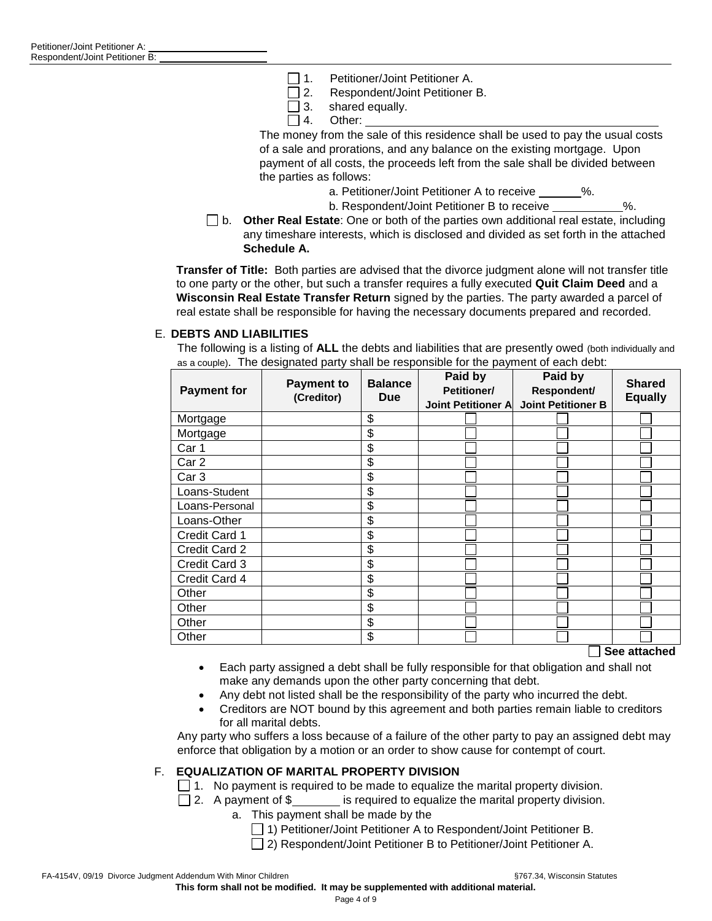Petitioner/Joint Petitioner A: ____________________
Respondent/Joint Petitioner B: ____________________

☐ 1. Petitioner/Joint Petitioner A.
☐ 2. Respondent/Joint Petitioner B.
☐ 3. shared equally.
☐ 4. Other: ________________________________________

The money from the sale of this residence shall be used to pay the usual costs of a sale and prorations, and any balance on the existing mortgage. Upon payment of all costs, the proceeds left from the sale shall be divided between the parties as follows:

a. Petitioner/Joint Petitioner A to receive ______%.
b. Respondent/Joint Petitioner B to receive __________%.

☐ b. **Other Real Estate**: One or both of the parties own additional real estate, including any timeshare interests, which is disclosed and divided as set forth in the attached **Schedule A.**

**Transfer of Title:** Both parties are advised that the divorce judgment alone will not transfer title to one party or the other, but such a transfer requires a fully executed **Quit Claim Deed** and a **Wisconsin Real Estate Transfer Return** signed by the parties. The party awarded a parcel of real estate shall be responsible for having the necessary documents prepared and recorded.

E. **DEBTS AND LIABILITIES**

The following is a listing of **ALL** the debts and liabilities that are presently owed (both individually and as a couple). The designated party shall be responsible for the payment of each debt:

| Payment for | Payment to (Creditor) | Balance Due | Paid by Petitioner/ Joint Petitioner A | Paid by Respondent/ Joint Petitioner B | Shared Equally |
|---|---|---|---|---|---|
| Mortgage | | $ | ☐ | ☐ | ☐ |
| Mortgage | | $ | ☐ | ☐ | ☐ |
| Car 1 | | $ | ☐ | ☐ | ☐ |
| Car 2 | | $ | ☐ | ☐ | ☐ |
| Car 3 | | $ | ☐ | ☐ | ☐ |
| Loans-Student | | $ | ☐ | ☐ | ☐ |
| Loans-Personal | | $ | ☐ | ☐ | ☐ |
| Loans-Other | | $ | ☐ | ☐ | ☐ |
| Credit Card 1 | | $ | ☐ | ☐ | ☐ |
| Credit Card 2 | | $ | ☐ | ☐ | ☐ |
| Credit Card 3 | | $ | ☐ | ☐ | ☐ |
| Credit Card 4 | | $ | ☐ | ☐ | ☐ |
| Other | | $ | ☐ | ☐ | ☐ |
| Other | | $ | ☐ | ☐ | ☐ |
| Other | | $ | ☐ | ☐ | ☐ |
| Other | | $ | ☐ | ☐ | ☐ |

☐ **See attached**

- Each party assigned a debt shall be fully responsible for that obligation and shall not make any demands upon the other party concerning that debt.
- Any debt not listed shall be the responsibility of the party who incurred the debt.
- Creditors are NOT bound by this agreement and both parties remain liable to creditors for all marital debts.

Any party who suffers a loss because of a failure of the other party to pay an assigned debt may enforce that obligation by a motion or an order to show cause for contempt of court.

F. **EQUALIZATION OF MARITAL PROPERTY DIVISION**

☐ 1. No payment is required to be made to equalize the marital property division.
☐ 2. A payment of $_______ is required to equalize the marital property division.

a. This payment shall be made by the
☐ 1) Petitioner/Joint Petitioner A to Respondent/Joint Petitioner B.
☐ 2) Respondent/Joint Petitioner B to Petitioner/Joint Petitioner A.

FA-4154V, 09/19 Divorce Judgment Addendum With Minor Children §767.34, Wisconsin Statutes
**This form shall not be modified. It may be supplemented with additional material.**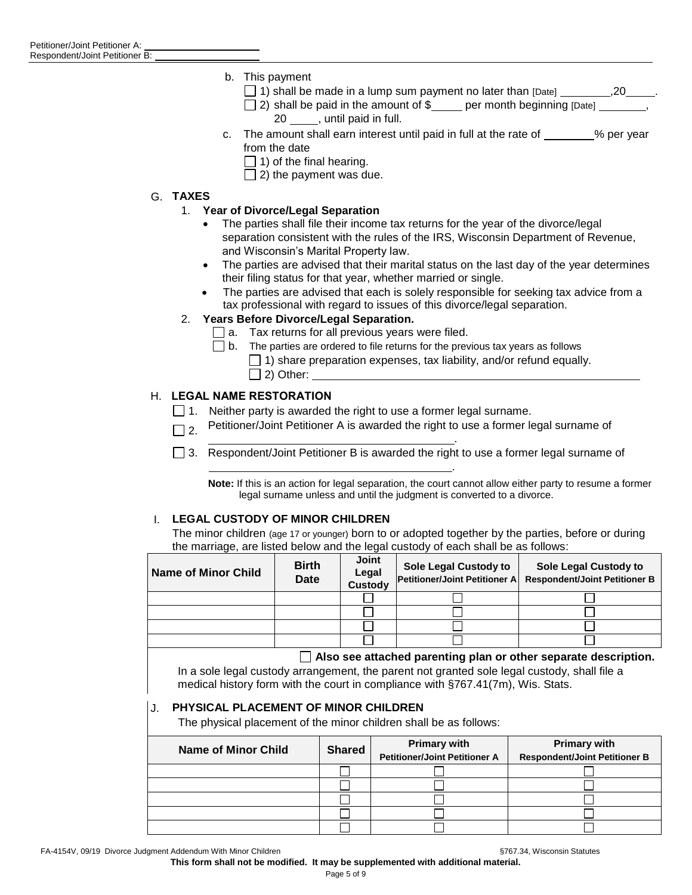Petitioner/Joint Petitioner A: ____________________
Respondent/Joint Petitioner B: ____________________

b. This payment
   - ☐ 1) shall be made in a lump sum payment no later than [Date] ________,20_____.
   - ☐ 2) shall be paid in the amount of $_____ per month beginning [Date] ________, 20 _____, until paid in full.

c. The amount shall earn interest until paid in full at the rate of ________% per year from the date
   - ☐ 1) of the final hearing.
   - ☐ 2) the payment was due.

## G. TAXES

1. **Year of Divorce/Legal Separation**
   - The parties shall file their income tax returns for the year of the divorce/legal separation consistent with the rules of the IRS, Wisconsin Department of Revenue, and Wisconsin's Marital Property law.
   - The parties are advised that their marital status on the last day of the year determines their filing status for that year, whether married or single.
   - The parties are advised that each is solely responsible for seeking tax advice from a tax professional with regard to issues of this divorce/legal separation.

2. **Years Before Divorce/Legal Separation.**
   - ☐ a. Tax returns for all previous years were filed.
   - ☐ b. The parties are ordered to file returns for the previous tax years as follows
     - ☐ 1) share preparation expenses, tax liability, and/or refund equally.
     - ☐ 2) Other: ________________________________________________

## H. LEGAL NAME RESTORATION

- ☐ 1. Neither party is awarded the right to use a former legal surname.
- ☐ 2. Petitioner/Joint Petitioner A is awarded the right to use a former legal surname of ________________________________________.
- ☐ 3. Respondent/Joint Petitioner B is awarded the right to use a former legal surname of ________________________________________.

**Note:** If this is an action for legal separation, the court cannot allow either party to resume a former legal surname unless and until the judgment is converted to a divorce.

## I. LEGAL CUSTODY OF MINOR CHILDREN

The minor children (age 17 or younger) born to or adopted together by the parties, before or during the marriage, are listed below and the legal custody of each shall be as follows:

| Name of Minor Child | Birth Date | Joint Legal Custody | Sole Legal Custody to Petitioner/Joint Petitioner A | Sole Legal Custody to Respondent/Joint Petitioner B |
|---|---|---|---|---|
| | | ☐ | ☐ | ☐ |
| | | ☐ | ☐ | ☐ |
| | | ☐ | ☐ | ☐ |
| | | ☐ | ☐ | ☐ |

☐ **Also see attached parenting plan or other separate description.**

In a sole legal custody arrangement, the parent not granted sole legal custody, shall file a medical history form with the court in compliance with §767.41(7m), Wis. Stats.

## J. PHYSICAL PLACEMENT OF MINOR CHILDREN

The physical placement of the minor children shall be as follows:

| Name of Minor Child | Shared | Primary with Petitioner/Joint Petitioner A | Primary with Respondent/Joint Petitioner B |
|---|---|---|---|
| | ☐ | ☐ | ☐ |
| | ☐ | ☐ | ☐ |
| | ☐ | ☐ | ☐ |
| | ☐ | ☐ | ☐ |
| | ☐ | ☐ | ☐ |

FA-4154V, 09/19 Divorce Judgment Addendum With Minor Children §767.34, Wisconsin Statutes

**This form shall not be modified. It may be supplemented with additional material.**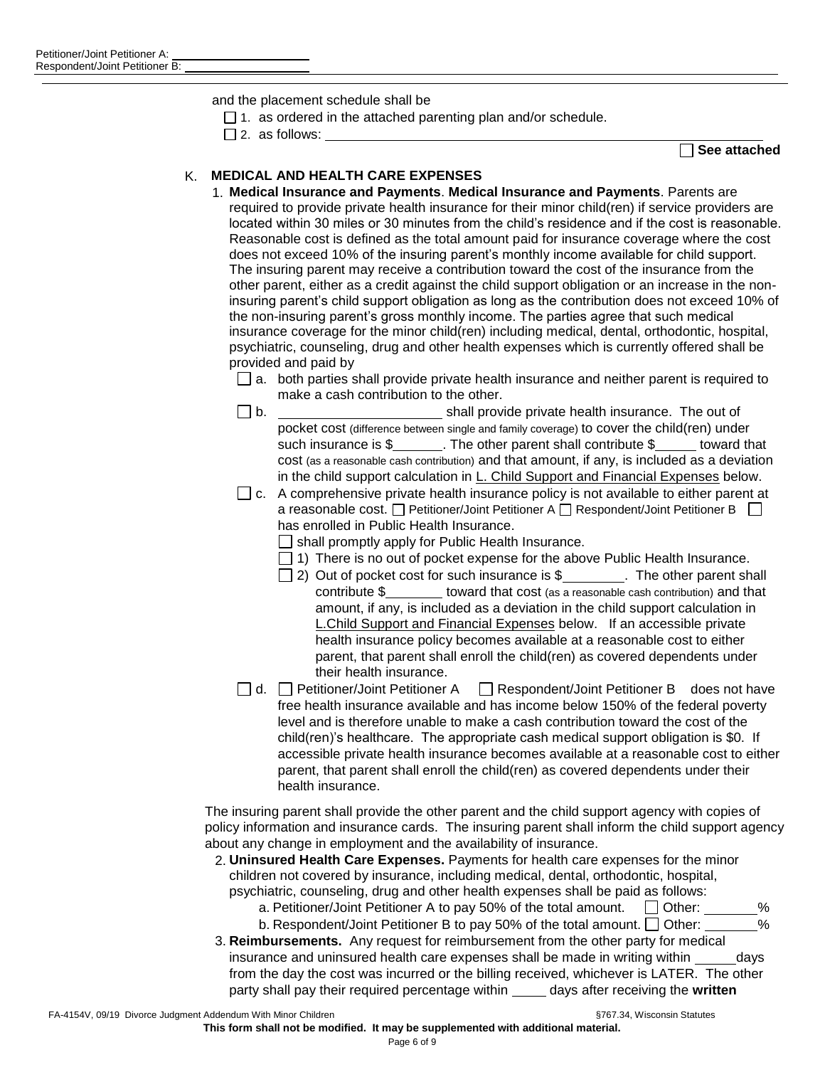and the placement schedule shall be

- ☐ 1. as ordered in the attached parenting plan and/or schedule.
- ☐ 2. as follows: ______________________________________________________________

☐ **See attached**

K. **MEDICAL AND HEALTH CARE EXPENSES**

1. **Medical Insurance and Payments**. **Medical Insurance and Payments**. Parents are required to provide private health insurance for their minor child(ren) if service providers are located within 30 miles or 30 minutes from the child's residence and if the cost is reasonable. Reasonable cost is defined as the total amount paid for insurance coverage where the cost does not exceed 10% of the insuring parent's monthly income available for child support. The insuring parent may receive a contribution toward the cost of the insurance from the other parent, either as a credit against the child support obligation or an increase in the non-insuring parent's child support obligation as long as the contribution does not exceed 10% of the non-insuring parent's gross monthly income. The parties agree that such medical insurance coverage for the minor child(ren) including medical, dental, orthodontic, hospital, psychiatric, counseling, drug and other health expenses which is currently offered shall be provided and paid by

   - ☐ a. both parties shall provide private health insurance and neither parent is required to make a cash contribution to the other.
   - ☐ b. ____________________ shall provide private health insurance. The out of pocket cost (difference between single and family coverage) to cover the child(ren) under such insurance is $______. The other parent shall contribute $_____ toward that cost (as a reasonable cash contribution) and that amount, if any, is included as a deviation in the child support calculation in L. Child Support and Financial Expenses below.
   - ☐ c. A comprehensive private health insurance policy is not available to either parent at a reasonable cost. ☐ Petitioner/Joint Petitioner A ☐ Respondent/Joint Petitioner B ☐ has enrolled in Public Health Insurance.
     - ☐ shall promptly apply for Public Health Insurance.
     - ☐ 1) There is no out of pocket expense for the above Public Health Insurance.
     - ☐ 2) Out of pocket cost for such insurance is $________. The other parent shall contribute $_______ toward that cost (as a reasonable cash contribution) and that amount, if any, is included as a deviation in the child support calculation in L.Child Support and Financial Expenses below. If an accessible private health insurance policy becomes available at a reasonable cost to either parent, that parent shall enroll the child(ren) as covered dependents under their health insurance.
   - ☐ d. ☐ Petitioner/Joint Petitioner A ☐ Respondent/Joint Petitioner B does not have free health insurance available and has income below 150% of the federal poverty level and is therefore unable to make a cash contribution toward the cost of the child(ren)'s healthcare. The appropriate cash medical support obligation is $0. If accessible private health insurance becomes available at a reasonable cost to either parent, that parent shall enroll the child(ren) as covered dependents under their health insurance.

The insuring parent shall provide the other parent and the child support agency with copies of policy information and insurance cards. The insuring parent shall inform the child support agency about any change in employment and the availability of insurance.

2. **Uninsured Health Care Expenses.** Payments for health care expenses for the minor children not covered by insurance, including medical, dental, orthodontic, hospital, psychiatric, counseling, drug and other health expenses shall be paid as follows:
   - a. Petitioner/Joint Petitioner A to pay 50% of the total amount. ☐ Other: _______%
   - b. Respondent/Joint Petitioner B to pay 50% of the total amount. ☐ Other: _______%
3. **Reimbursements.** Any request for reimbursement from the other party for medical insurance and uninsured health care expenses shall be made in writing within _____days from the day the cost was incurred or the billing received, whichever is LATER. The other party shall pay their required percentage within _____ days after receiving the **written**

FA-4154V, 09/19 Divorce Judgment Addendum With Minor Children §767.34, Wisconsin Statutes

**This form shall not be modified. It may be supplemented with additional material.**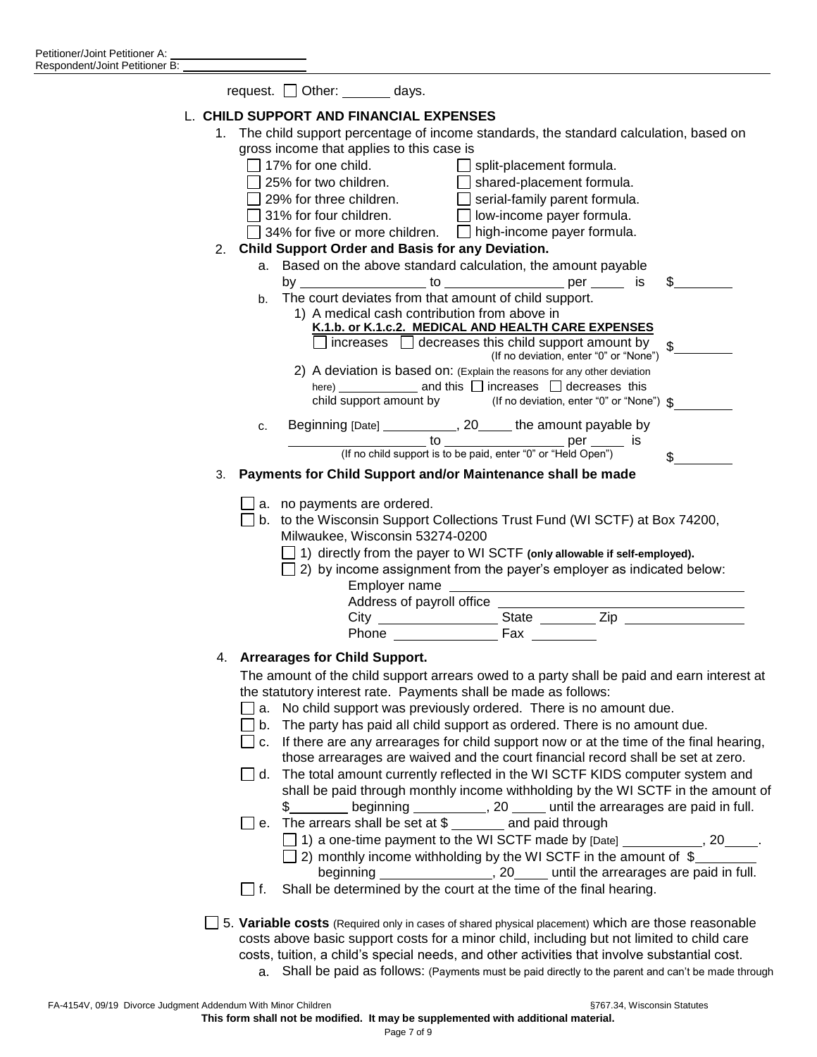Petitioner/Joint Petitioner A: ____________________
Respondent/Joint Petitioner B: ____________________

request. ☐ Other: _______ days.

L. **CHILD SUPPORT AND FINANCIAL EXPENSES**

1. The child support percentage of income standards, the standard calculation, based on gross income that applies to this case is
   - ☐ 17% for one child.
   - ☐ 25% for two children.
   - ☐ 29% for three children.
   - ☐ 31% for four children.
   - ☐ 34% for five or more children.
   - ☐ split-placement formula.
   - ☐ shared-placement formula.
   - ☐ serial-family parent formula.
   - ☐ low-income payer formula.
   - ☐ high-income payer formula.

2. **Child Support Order and Basis for any Deviation.**
   a. Based on the above standard calculation, the amount payable by _________________ to _________________ per _____ is $________
   b. The court deviates from that amount of child support.
      1) A medical cash contribution from above in **K.1.b. or K.1.c.2. MEDICAL AND HEALTH CARE EXPENSES** ☐ increases ☐ decreases this child support amount by (If no deviation, enter "0" or "None") $________
      2) A deviation is based on: (Explain the reasons for any other deviation here) ____________ and this ☐ increases ☐ decreases this child support amount by (If no deviation, enter "0" or "None") $________
   c. Beginning [Date] ___________, 20_____ the amount payable by _________________ to _________________ per _____ is (If no child support is to be paid, enter "0" or "Held Open") $________

3. **Payments for Child Support and/or Maintenance shall be made**
   - ☐ a. no payments are ordered.
   - ☐ b. to the Wisconsin Support Collections Trust Fund (WI SCTF) at Box 74200, Milwaukee, Wisconsin 53274-0200
     - ☐ 1) directly from the payer to WI SCTF **(only allowable if self-employed).**
     - ☐ 2) by income assignment from the payer's employer as indicated below:

       Employer name ________________________________________
       Address of payroll office ________________________________________
       City ________________ State ________ Zip ________________
       Phone ______________ Fax _________

4. **Arrearages for Child Support.**

   The amount of the child support arrears owed to a party shall be paid and earn interest at the statutory interest rate. Payments shall be made as follows:
   - ☐ a. No child support was previously ordered. There is no amount due.
   - ☐ b. The party has paid all child support as ordered. There is no amount due.
   - ☐ c. If there are any arrearages for child support now or at the time of the final hearing, those arrearages are waived and the court financial record shall be set at zero.
   - ☐ d. The total amount currently reflected in the WI SCTF KIDS computer system and shall be paid through monthly income withholding by the WI SCTF in the amount of $________ beginning __________, 20 _____ until the arrearages are paid in full.
   - ☐ e. The arrears shall be set at $ _______ and paid through
     - ☐ 1) a one-time payment to the WI SCTF made by [Date] ___________, 20_____.
     - ☐ 2) monthly income withholding by the WI SCTF in the amount of $________ beginning _______________, 20_____ until the arrearages are paid in full.
   - ☐ f. Shall be determined by the court at the time of the final hearing.

☐ 5. **Variable costs** (Required only in cases of shared physical placement) which are those reasonable costs above basic support costs for a minor child, including but not limited to child care costs, tuition, a child's special needs, and other activities that involve substantial cost.
   a. Shall be paid as follows: (Payments must be paid directly to the parent and can't be made through

FA-4154V, 09/19 Divorce Judgment Addendum With Minor Children §767.34, Wisconsin Statutes
**This form shall not be modified. It may be supplemented with additional material.**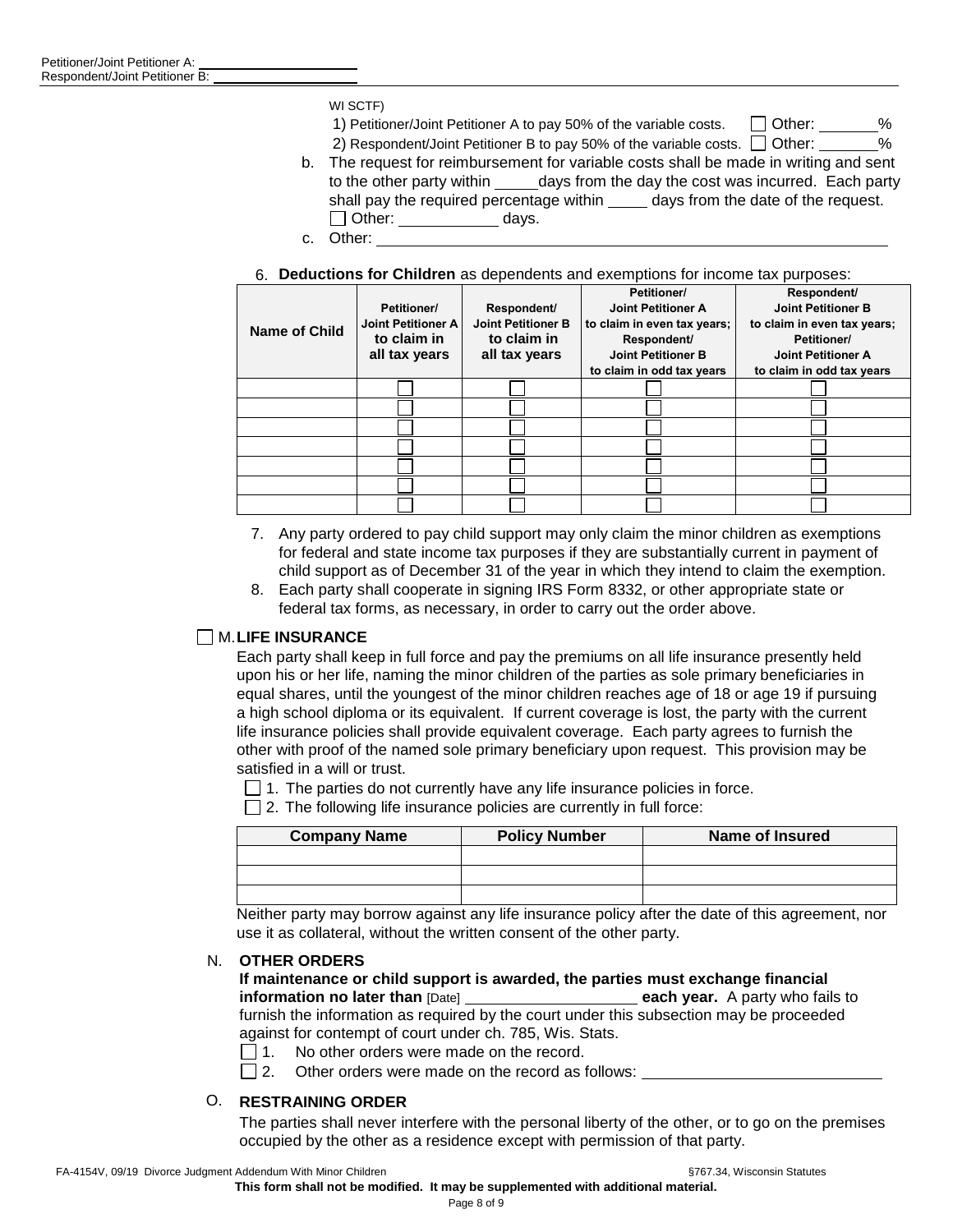WI SCTF)

1) Petitioner/Joint Petitioner A to pay 50% of the variable costs. ☐ Other: _______%

2) Respondent/Joint Petitioner B to pay 50% of the variable costs. ☐ Other: _______%

b. The request for reimbursement for variable costs shall be made in writing and sent to the other party within _____days from the day the cost was incurred. Each party shall pay the required percentage within _____ days from the date of the request. ☐ Other: ___________ days.

c. Other: ______________________________________________________________

6. **Deductions for Children** as dependents and exemptions for income tax purposes:

| Name of Child | Petitioner/ Joint Petitioner A to claim in all tax years | Respondent/ Joint Petitioner B to claim in all tax years | Petitioner/ Joint Petitioner A to claim in even tax years; Respondent/ Joint Petitioner B to claim in odd tax years | Respondent/ Joint Petitioner B to claim in even tax years; Petitioner/ Joint Petitioner A to claim in odd tax years |
|---|---|---|---|---|
| | ☐ | ☐ | ☐ | ☐ |
| | ☐ | ☐ | ☐ | ☐ |
| | ☐ | ☐ | ☐ | ☐ |
| | ☐ | ☐ | ☐ | ☐ |
| | ☐ | ☐ | ☐ | ☐ |
| | ☐ | ☐ | ☐ | ☐ |
| | ☐ | ☐ | ☐ | ☐ |

7. Any party ordered to pay child support may only claim the minor children as exemptions for federal and state income tax purposes if they are substantially current in payment of child support as of December 31 of the year in which they intend to claim the exemption.

8. Each party shall cooperate in signing IRS Form 8332, or other appropriate state or federal tax forms, as necessary, in order to carry out the order above.

☐ M. **LIFE INSURANCE**

Each party shall keep in full force and pay the premiums on all life insurance presently held upon his or her life, naming the minor children of the parties as sole primary beneficiaries in equal shares, until the youngest of the minor children reaches age of 18 or age 19 if pursuing a high school diploma or its equivalent. If current coverage is lost, the party with the current life insurance policies shall provide equivalent coverage. Each party agrees to furnish the other with proof of the named sole primary beneficiary upon request. This provision may be satisfied in a will or trust.

☐ 1. The parties do not currently have any life insurance policies in force.

☐ 2. The following life insurance policies are currently in full force:

| Company Name | Policy Number | Name of Insured |
|---|---|---|
| | | |
| | | |
| | | |

Neither party may borrow against any life insurance policy after the date of this agreement, nor use it as collateral, without the written consent of the other party.

N. **OTHER ORDERS**

**If maintenance or child support is awarded, the parties must exchange financial information no later than** [Date] ____________________ **each year.** A party who fails to furnish the information as required by the court under this subsection may be proceeded against for contempt of court under ch. 785, Wis. Stats.

☐ 1. No other orders were made on the record.

☐ 2. Other orders were made on the record as follows: ____________________________

O. **RESTRAINING ORDER**

The parties shall never interfere with the personal liberty of the other, or to go on the premises occupied by the other as a residence except with permission of that party.

FA-4154V, 09/19 Divorce Judgment Addendum With Minor Children §767.34, Wisconsin Statutes

**This form shall not be modified. It may be supplemented with additional material.**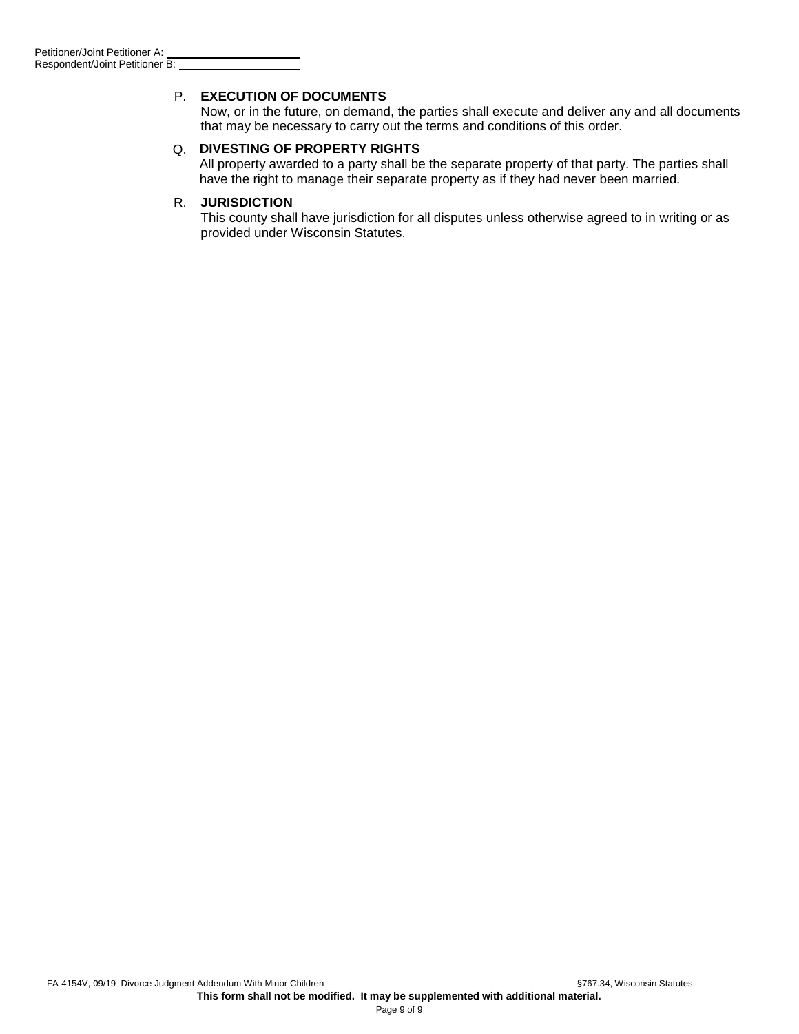Petitioner/Joint Petitioner A: \_\_\_\_\_\_\_\_\_\_\_\_\_\_\_\_\_\_\_\_
Respondent/Joint Petitioner B: \_\_\_\_\_\_\_\_\_\_\_\_\_\_\_\_\_\_\_\_

P. **EXECUTION OF DOCUMENTS**
Now, or in the future, on demand, the parties shall execute and deliver any and all documents that may be necessary to carry out the terms and conditions of this order.

Q. **DIVESTING OF PROPERTY RIGHTS**
All property awarded to a party shall be the separate property of that party. The parties shall have the right to manage their separate property as if they had never been married.

R. **JURISDICTION**
This county shall have jurisdiction for all disputes unless otherwise agreed to in writing or as provided under Wisconsin Statutes.

FA-4154V, 09/19 Divorce Judgment Addendum With Minor Children §767.34, Wisconsin Statutes

**This form shall not be modified. It may be supplemented with additional material.**